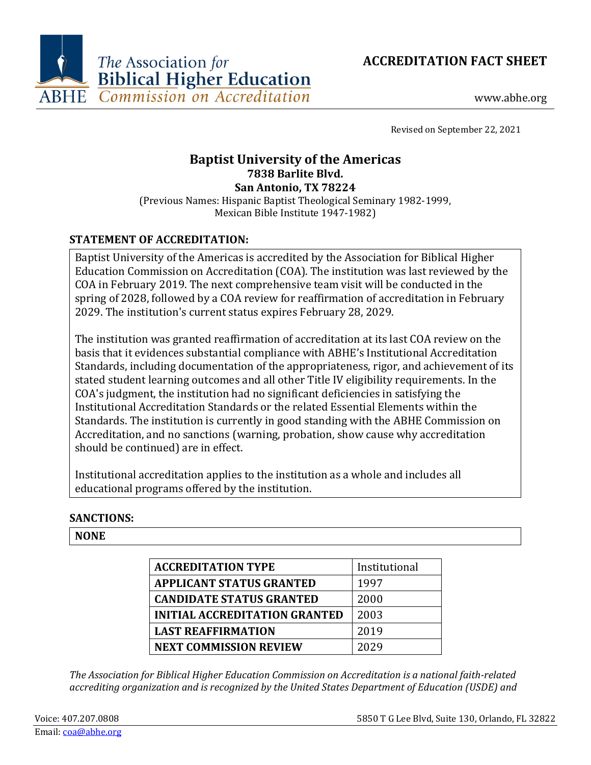The Association for Biblical Higher Education
ABHE Commission on Accreditation

# ACCREDITATION FACT SHEET

www.abhe.org

Revised on September 22, 2021

## Baptist University of the Americas
**7838 Barlite Blvd.**
**San Antonio, TX 78224**

(Previous Names: Hispanic Baptist Theological Seminary 1982-1999, Mexican Bible Institute 1947-1982)

### STATEMENT OF ACCREDITATION:

Baptist University of the Americas is accredited by the Association for Biblical Higher Education Commission on Accreditation (COA). The institution was last reviewed by the COA in February 2019. The next comprehensive team visit will be conducted in the spring of 2028, followed by a COA review for reaffirmation of accreditation in February 2029. The institution's current status expires February 28, 2029.

The institution was granted reaffirmation of accreditation at its last COA review on the basis that it evidences substantial compliance with ABHE's Institutional Accreditation Standards, including documentation of the appropriateness, rigor, and achievement of its stated student learning outcomes and all other Title IV eligibility requirements. In the COA's judgment, the institution had no significant deficiencies in satisfying the Institutional Accreditation Standards or the related Essential Elements within the Standards. The institution is currently in good standing with the ABHE Commission on Accreditation, and no sanctions (warning, probation, show cause why accreditation should be continued) are in effect.

Institutional accreditation applies to the institution as a whole and includes all educational programs offered by the institution.

### SANCTIONS:

**NONE**

| ACCREDITATION TYPE | Institutional |
|---|---|
| APPLICANT STATUS GRANTED | 1997 |
| CANDIDATE STATUS GRANTED | 2000 |
| INITIAL ACCREDITATION GRANTED | 2003 |
| LAST REAFFIRMATION | 2019 |
| NEXT COMMISSION REVIEW | 2029 |

*The Association for Biblical Higher Education Commission on Accreditation is a national faith-related accrediting organization and is recognized by the United States Department of Education (USDE) and*

Voice: 407.207.0808
Email: coa@abhe.org
5850 T G Lee Blvd, Suite 130, Orlando, FL 32822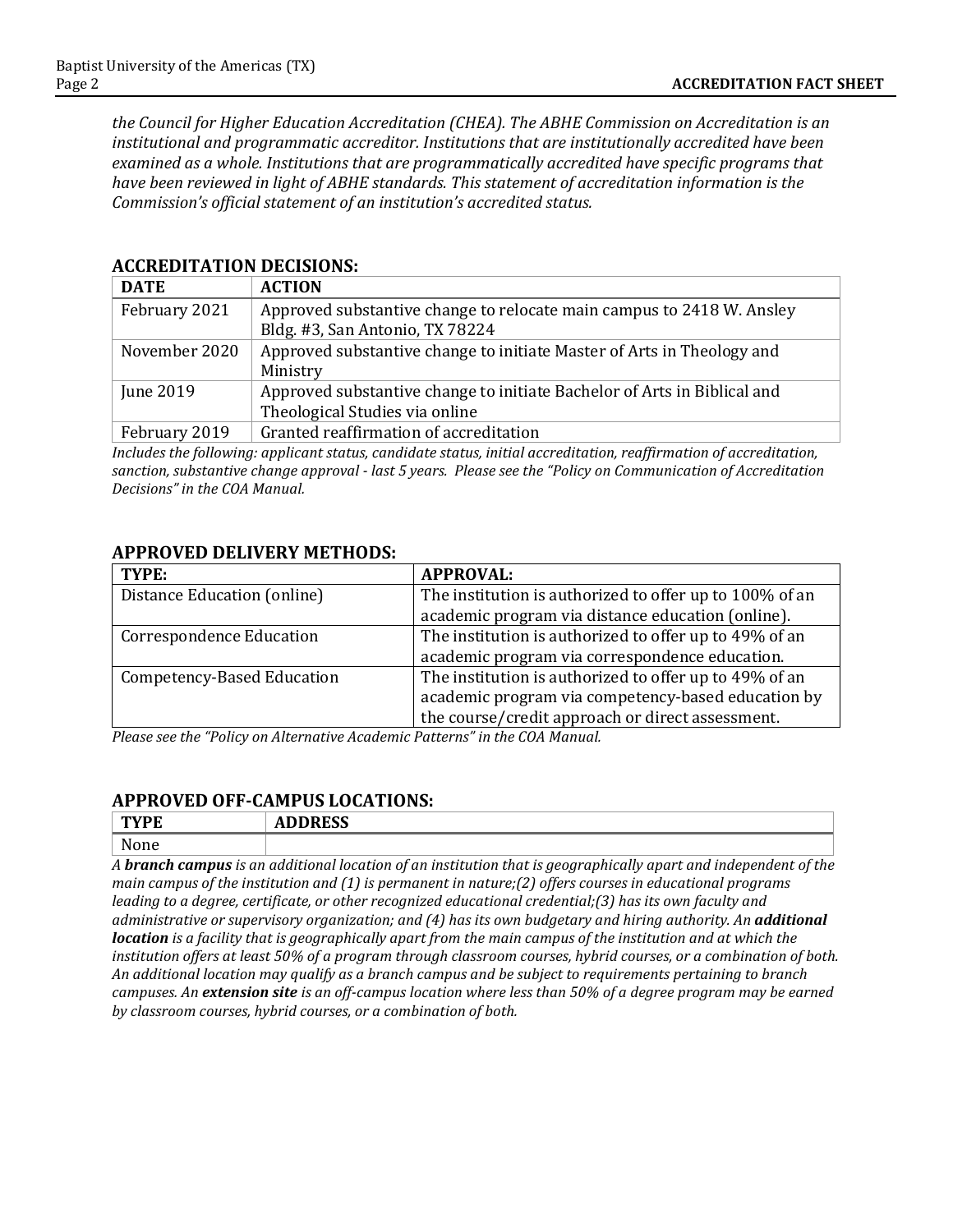*the Council for Higher Education Accreditation (CHEA). The ABHE Commission on Accreditation is an institutional and programmatic accreditor. Institutions that are institutionally accredited have been examined as a whole. Institutions that are programmatically accredited have specific programs that have been reviewed in light of ABHE standards. This statement of accreditation information is the Commission's official statement of an institution's accredited status.*

## ACCREDITATION DECISIONS:

| DATE | ACTION |
|---|---|
| February 2021 | Approved substantive change to relocate main campus to 2418 W. Ansley Bldg. #3, San Antonio, TX 78224 |
| November 2020 | Approved substantive change to initiate Master of Arts in Theology and Ministry |
| June 2019 | Approved substantive change to initiate Bachelor of Arts in Biblical and Theological Studies via online |
| February 2019 | Granted reaffirmation of accreditation |

*Includes the following: applicant status, candidate status, initial accreditation, reaffirmation of accreditation, sanction, substantive change approval - last 5 years. Please see the "Policy on Communication of Accreditation Decisions" in the COA Manual.*

## APPROVED DELIVERY METHODS:

| TYPE: | APPROVAL: |
|---|---|
| Distance Education (online) | The institution is authorized to offer up to 100% of an academic program via distance education (online). |
| Correspondence Education | The institution is authorized to offer up to 49% of an academic program via correspondence education. |
| Competency-Based Education | The institution is authorized to offer up to 49% of an academic program via competency-based education by the course/credit approach or direct assessment. |

*Please see the "Policy on Alternative Academic Patterns" in the COA Manual.*

## APPROVED OFF-CAMPUS LOCATIONS:

| TYPE | ADDRESS |
|---|---|
| None | |

*A **branch campus** is an additional location of an institution that is geographically apart and independent of the main campus of the institution and (1) is permanent in nature;(2) offers courses in educational programs leading to a degree, certificate, or other recognized educational credential;(3) has its own faculty and administrative or supervisory organization; and (4) has its own budgetary and hiring authority. An **additional location** is a facility that is geographically apart from the main campus of the institution and at which the institution offers at least 50% of a program through classroom courses, hybrid courses, or a combination of both. An additional location may qualify as a branch campus and be subject to requirements pertaining to branch campuses. An **extension site** is an off-campus location where less than 50% of a degree program may be earned by classroom courses, hybrid courses, or a combination of both.*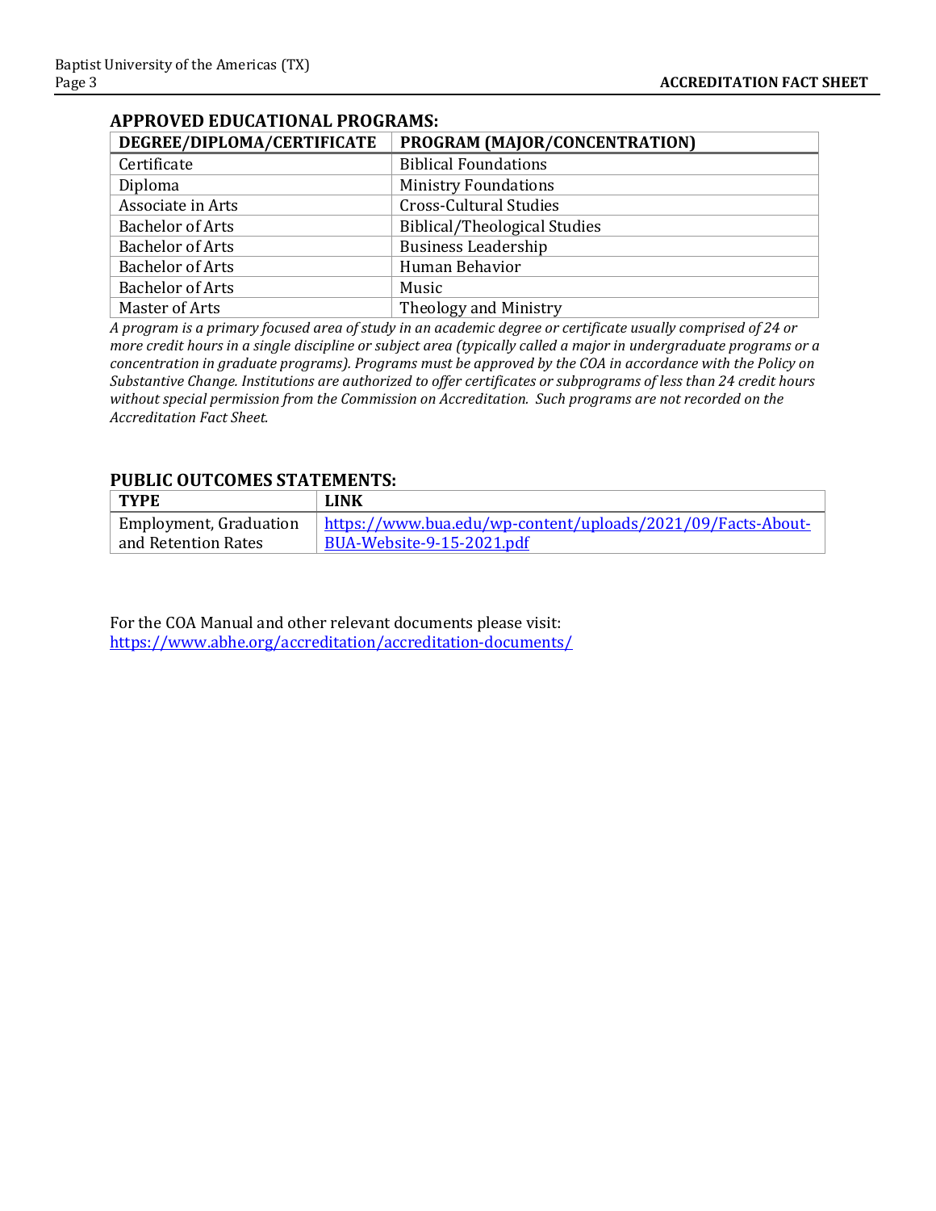## APPROVED EDUCATIONAL PROGRAMS:

| DEGREE/DIPLOMA/CERTIFICATE | PROGRAM (MAJOR/CONCENTRATION) |
|---|---|
| Certificate | Biblical Foundations |
| Diploma | Ministry Foundations |
| Associate in Arts | Cross-Cultural Studies |
| Bachelor of Arts | Biblical/Theological Studies |
| Bachelor of Arts | Business Leadership |
| Bachelor of Arts | Human Behavior |
| Bachelor of Arts | Music |
| Master of Arts | Theology and Ministry |

*A program is a primary focused area of study in an academic degree or certificate usually comprised of 24 or more credit hours in a single discipline or subject area (typically called a major in undergraduate programs or a concentration in graduate programs). Programs must be approved by the COA in accordance with the Policy on Substantive Change. Institutions are authorized to offer certificates or subprograms of less than 24 credit hours without special permission from the Commission on Accreditation. Such programs are not recorded on the Accreditation Fact Sheet.*

## PUBLIC OUTCOMES STATEMENTS:

| TYPE | LINK |
|---|---|
| Employment, Graduation and Retention Rates | https://www.bua.edu/wp-content/uploads/2021/09/Facts-About-BUA-Website-9-15-2021.pdf |

For the COA Manual and other relevant documents please visit:
https://www.abhe.org/accreditation/accreditation-documents/